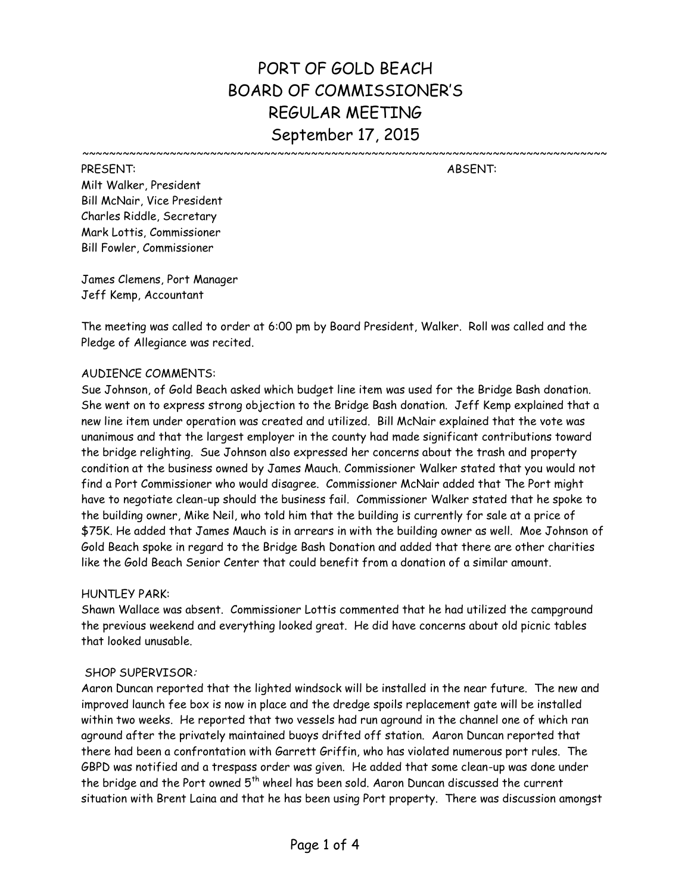# PORT OF GOLD BEACH
# BOARD OF COMMISSIONER'S
# REGULAR MEETING
# September 17, 2015

~~~~~~~~~~~~~~~~~~~~~~~~~~~~~~~~~~~~~~~~~~~~~~~~~~~~~~~~~~~~~~~~~~~~~~~~~~~~~~~~~~~~~~~~

PRESENT: ABSENT:

Milt Walker, President
Bill McNair, Vice President
Charles Riddle, Secretary
Mark Lottis, Commissioner
Bill Fowler, Commissioner

James Clemens, Port Manager
Jeff Kemp, Accountant

The meeting was called to order at 6:00 pm by Board President, Walker. Roll was called and the Pledge of Allegiance was recited.

AUDIENCE COMMENTS:
Sue Johnson, of Gold Beach asked which budget line item was used for the Bridge Bash donation. She went on to express strong objection to the Bridge Bash donation. Jeff Kemp explained that a new line item under operation was created and utilized. Bill McNair explained that the vote was unanimous and that the largest employer in the county had made significant contributions toward the bridge relighting. Sue Johnson also expressed her concerns about the trash and property condition at the business owned by James Mauch. Commissioner Walker stated that you would not find a Port Commissioner who would disagree. Commissioner McNair added that The Port might have to negotiate clean-up should the business fail. Commissioner Walker stated that he spoke to the building owner, Mike Neil, who told him that the building is currently for sale at a price of $75K. He added that James Mauch is in arrears in with the building owner as well. Moe Johnson of Gold Beach spoke in regard to the Bridge Bash Donation and added that there are other charities like the Gold Beach Senior Center that could benefit from a donation of a similar amount.

HUNTLEY PARK:
Shawn Wallace was absent. Commissioner Lottis commented that he had utilized the campground the previous weekend and everything looked great. He did have concerns about old picnic tables that looked unusable.

SHOP SUPERVISOR:
Aaron Duncan reported that the lighted windsock will be installed in the near future. The new and improved launch fee box is now in place and the dredge spoils replacement gate will be installed within two weeks. He reported that two vessels had run aground in the channel one of which ran aground after the privately maintained buoys drifted off station. Aaron Duncan reported that there had been a confrontation with Garrett Griffin, who has violated numerous port rules. The GBPD was notified and a trespass order was given. He added that some clean-up was done under the bridge and the Port owned 5th wheel has been sold. Aaron Duncan discussed the current situation with Brent Laina and that he has been using Port property. There was discussion amongst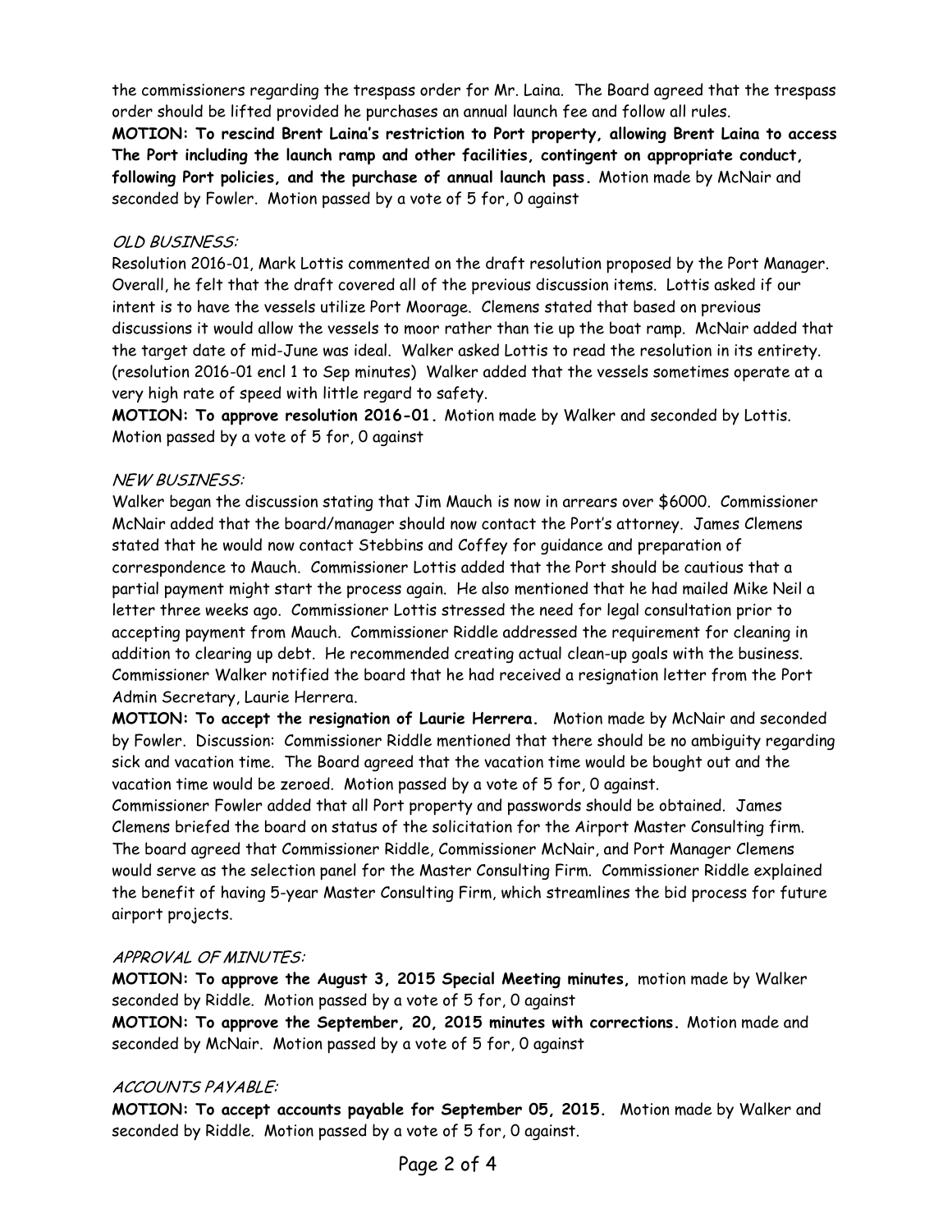the commissioners regarding the trespass order for Mr. Laina. The Board agreed that the trespass order should be lifted provided he purchases an annual launch fee and follow all rules.

**MOTION: To rescind Brent Laina's restriction to Port property, allowing Brent Laina to access The Port including the launch ramp and other facilities, contingent on appropriate conduct, following Port policies, and the purchase of annual launch pass.** Motion made by McNair and seconded by Fowler. Motion passed by a vote of 5 for, 0 against

*OLD BUSINESS:*

Resolution 2016-01, Mark Lottis commented on the draft resolution proposed by the Port Manager. Overall, he felt that the draft covered all of the previous discussion items. Lottis asked if our intent is to have the vessels utilize Port Moorage. Clemens stated that based on previous discussions it would allow the vessels to moor rather than tie up the boat ramp. McNair added that the target date of mid-June was ideal. Walker asked Lottis to read the resolution in its entirety. (resolution 2016-01 encl 1 to Sep minutes) Walker added that the vessels sometimes operate at a very high rate of speed with little regard to safety.

**MOTION: To approve resolution 2016-01.** Motion made by Walker and seconded by Lottis. Motion passed by a vote of 5 for, 0 against

*NEW BUSINESS:*

Walker began the discussion stating that Jim Mauch is now in arrears over $6000. Commissioner McNair added that the board/manager should now contact the Port's attorney. James Clemens stated that he would now contact Stebbins and Coffey for guidance and preparation of correspondence to Mauch. Commissioner Lottis added that the Port should be cautious that a partial payment might start the process again. He also mentioned that he had mailed Mike Neil a letter three weeks ago. Commissioner Lottis stressed the need for legal consultation prior to accepting payment from Mauch. Commissioner Riddle addressed the requirement for cleaning in addition to clearing up debt. He recommended creating actual clean-up goals with the business. Commissioner Walker notified the board that he had received a resignation letter from the Port Admin Secretary, Laurie Herrera.

**MOTION: To accept the resignation of Laurie Herrera.** Motion made by McNair and seconded by Fowler. Discussion: Commissioner Riddle mentioned that there should be no ambiguity regarding sick and vacation time. The Board agreed that the vacation time would be bought out and the vacation time would be zeroed. Motion passed by a vote of 5 for, 0 against.

Commissioner Fowler added that all Port property and passwords should be obtained. James Clemens briefed the board on status of the solicitation for the Airport Master Consulting firm. The board agreed that Commissioner Riddle, Commissioner McNair, and Port Manager Clemens would serve as the selection panel for the Master Consulting Firm. Commissioner Riddle explained the benefit of having 5-year Master Consulting Firm, which streamlines the bid process for future airport projects.

*APPROVAL OF MINUTES:*

**MOTION: To approve the August 3, 2015 Special Meeting minutes,** motion made by Walker seconded by Riddle. Motion passed by a vote of 5 for, 0 against

**MOTION: To approve the September, 20, 2015 minutes with corrections.** Motion made and seconded by McNair. Motion passed by a vote of 5 for, 0 against

*ACCOUNTS PAYABLE:*

**MOTION: To accept accounts payable for September 05, 2015.** Motion made by Walker and seconded by Riddle. Motion passed by a vote of 5 for, 0 against.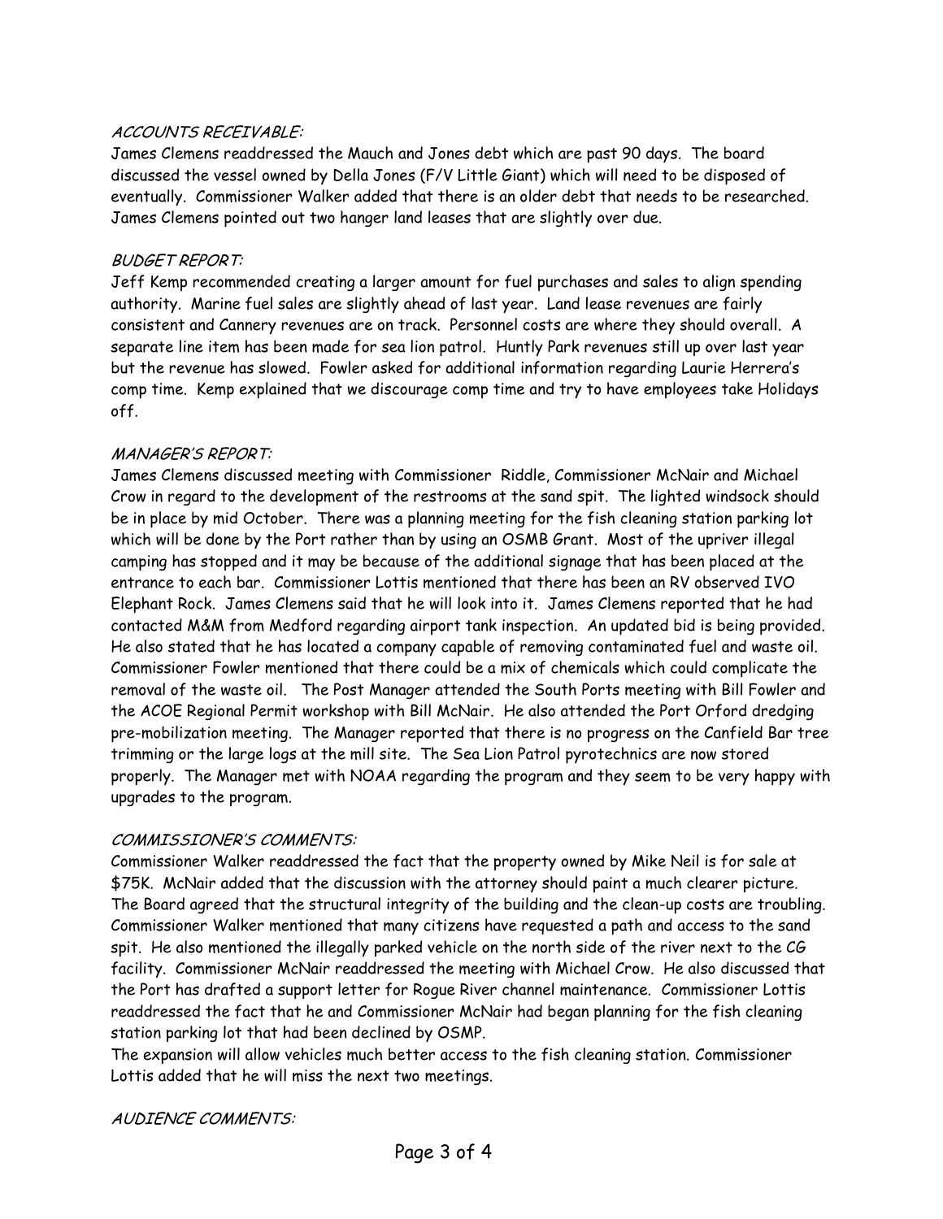### *ACCOUNTS RECEIVABLE:*

James Clemens readdressed the Mauch and Jones debt which are past 90 days. The board discussed the vessel owned by Della Jones (F/V Little Giant) which will need to be disposed of eventually. Commissioner Walker added that there is an older debt that needs to be researched. James Clemens pointed out two hanger land leases that are slightly over due.

### *BUDGET REPORT:*

Jeff Kemp recommended creating a larger amount for fuel purchases and sales to align spending authority. Marine fuel sales are slightly ahead of last year. Land lease revenues are fairly consistent and Cannery revenues are on track. Personnel costs are where they should overall. A separate line item has been made for sea lion patrol. Huntly Park revenues still up over last year but the revenue has slowed. Fowler asked for additional information regarding Laurie Herrera's comp time. Kemp explained that we discourage comp time and try to have employees take Holidays off.

### *MANAGER'S REPORT:*

James Clemens discussed meeting with Commissioner Riddle, Commissioner McNair and Michael Crow in regard to the development of the restrooms at the sand spit. The lighted windsock should be in place by mid October. There was a planning meeting for the fish cleaning station parking lot which will be done by the Port rather than by using an OSMB Grant. Most of the upriver illegal camping has stopped and it may be because of the additional signage that has been placed at the entrance to each bar. Commissioner Lottis mentioned that there has been an RV observed IVO Elephant Rock. James Clemens said that he will look into it. James Clemens reported that he had contacted M&M from Medford regarding airport tank inspection. An updated bid is being provided. He also stated that he has located a company capable of removing contaminated fuel and waste oil. Commissioner Fowler mentioned that there could be a mix of chemicals which could complicate the removal of the waste oil. The Post Manager attended the South Ports meeting with Bill Fowler and the ACOE Regional Permit workshop with Bill McNair. He also attended the Port Orford dredging pre-mobilization meeting. The Manager reported that there is no progress on the Canfield Bar tree trimming or the large logs at the mill site. The Sea Lion Patrol pyrotechnics are now stored properly. The Manager met with NOAA regarding the program and they seem to be very happy with upgrades to the program.

### *COMMISSIONER'S COMMENTS:*

Commissioner Walker readdressed the fact that the property owned by Mike Neil is for sale at $75K. McNair added that the discussion with the attorney should paint a much clearer picture. The Board agreed that the structural integrity of the building and the clean-up costs are troubling. Commissioner Walker mentioned that many citizens have requested a path and access to the sand spit. He also mentioned the illegally parked vehicle on the north side of the river next to the CG facility. Commissioner McNair readdressed the meeting with Michael Crow. He also discussed that the Port has drafted a support letter for Rogue River channel maintenance. Commissioner Lottis readdressed the fact that he and Commissioner McNair had began planning for the fish cleaning station parking lot that had been declined by OSMP.
The expansion will allow vehicles much better access to the fish cleaning station. Commissioner Lottis added that he will miss the next two meetings.

### *AUDIENCE COMMENTS:*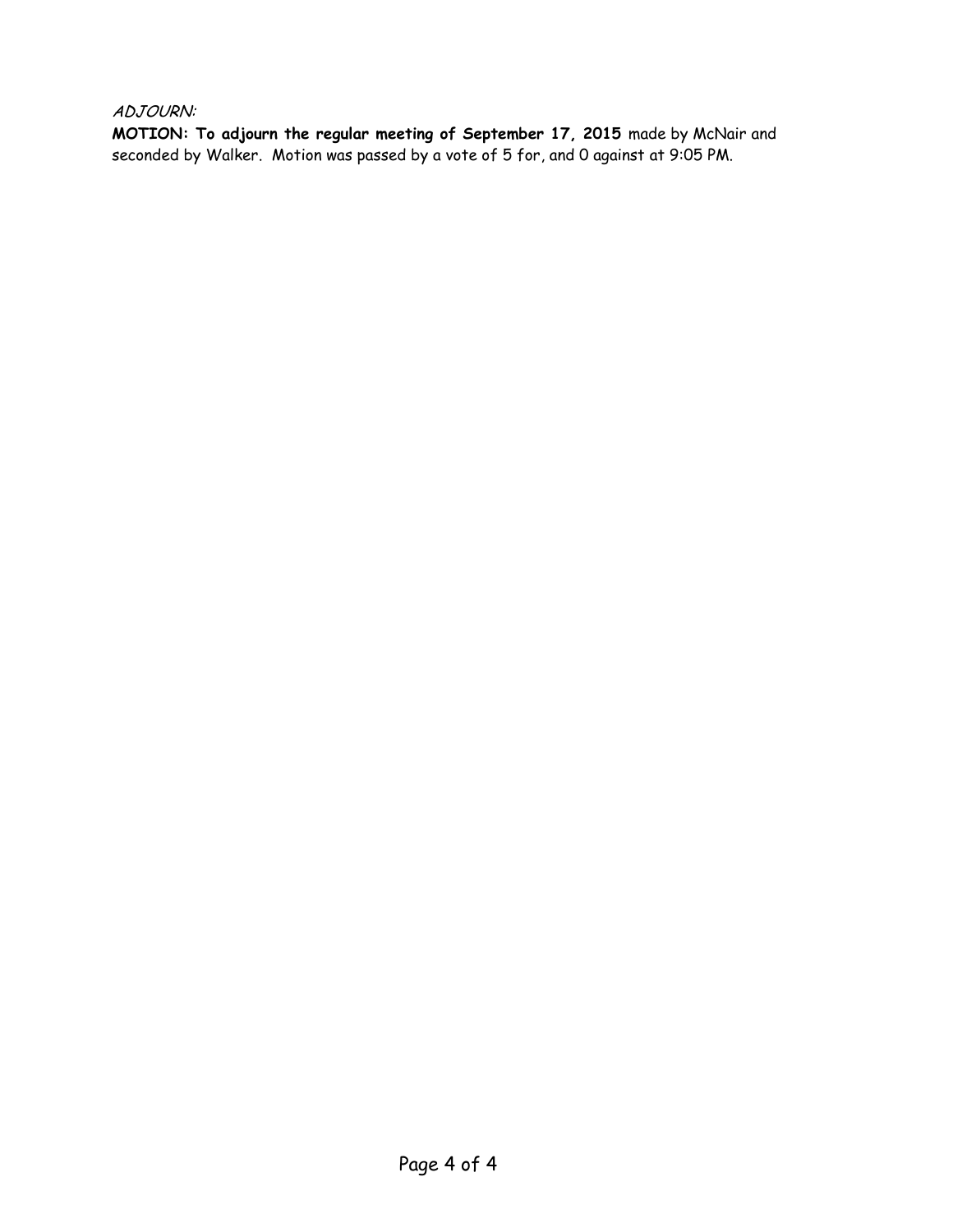*ADJOURN:*

**MOTION: To adjourn the regular meeting of September 17, 2015** made by McNair and seconded by Walker. Motion was passed by a vote of 5 for, and 0 against at 9:05 PM.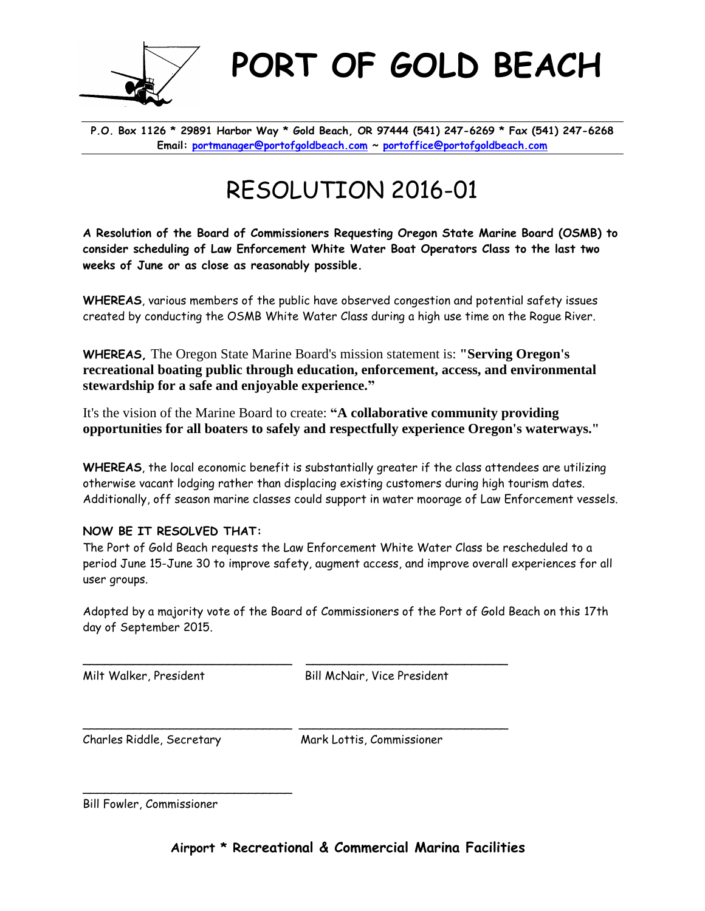# PORT OF GOLD BEACH

**P.O. Box 1126 * 29891 Harbor Way * Gold Beach, OR 97444 (541) 247-6269 * Fax (541) 247-6268**
**Email: portmanager@portofgoldbeach.com ~ portoffice@portofgoldbeach.com**

# RESOLUTION 2016-01

**A Resolution of the Board of Commissioners Requesting Oregon State Marine Board (OSMB) to consider scheduling of Law Enforcement White Water Boat Operators Class to the last two weeks of June or as close as reasonably possible.**

**WHEREAS**, various members of the public have observed congestion and potential safety issues created by conducting the OSMB White Water Class during a high use time on the Rogue River.

**WHEREAS,** The Oregon State Marine Board's mission statement is: **"Serving Oregon's recreational boating public through education, enforcement, access, and environmental stewardship for a safe and enjoyable experience."**

It's the vision of the Marine Board to create: **"A collaborative community providing opportunities for all boaters to safely and respectfully experience Oregon's waterways."**

**WHEREAS**, the local economic benefit is substantially greater if the class attendees are utilizing otherwise vacant lodging rather than displacing existing customers during high tourism dates. Additionally, off season marine classes could support in water moorage of Law Enforcement vessels.

**NOW BE IT RESOLVED THAT:**
The Port of Gold Beach requests the Law Enforcement White Water Class be rescheduled to a period June 15-June 30 to improve safety, augment access, and improve overall experiences for all user groups.

Adopted by a majority vote of the Board of Commissioners of the Port of Gold Beach on this 17th day of September 2015.

\_\_\_\_\_\_\_\_\_\_\_\_\_\_\_\_\_\_\_\_\_\_\_\_\_\_\_\_\_\_
Milt Walker, President

\_\_\_\_\_\_\_\_\_\_\_\_\_\_\_\_\_\_\_\_\_\_\_\_\_\_\_\_\_\_
Bill McNair, Vice President

\_\_\_\_\_\_\_\_\_\_\_\_\_\_\_\_\_\_\_\_\_\_\_\_\_\_\_\_\_\_
Charles Riddle, Secretary

\_\_\_\_\_\_\_\_\_\_\_\_\_\_\_\_\_\_\_\_\_\_\_\_\_\_\_\_\_\_
Mark Lottis, Commissioner

\_\_\_\_\_\_\_\_\_\_\_\_\_\_\_\_\_\_\_\_\_\_\_\_\_\_\_\_\_\_
Bill Fowler, Commissioner

**Airport * Recreational & Commercial Marina Facilities**